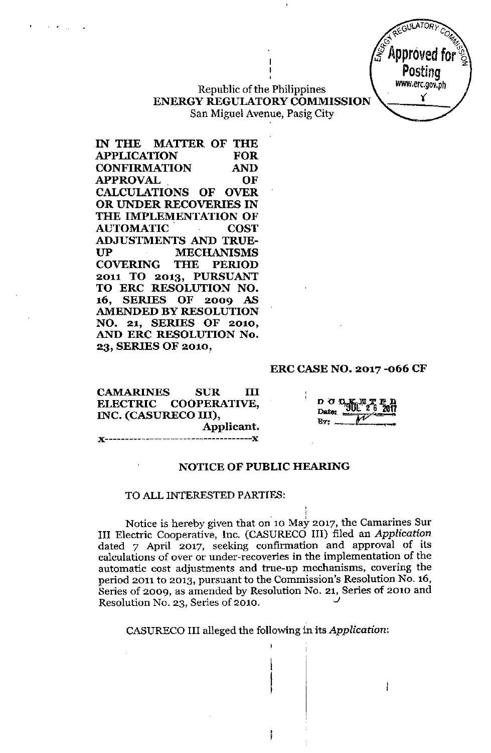Republic of the Philippines
**ENERGY REGULATORY COMMISSION**
San Miguel Avenue, Pasig City

**IN THE MATTER OF THE APPLICATION FOR CONFIRMATION AND APPROVAL OF CALCULATIONS OF OVER OR UNDER RECOVERIES IN THE IMPLEMENTATION OF AUTOMATIC COST ADJUSTMENTS AND TRUE-UP MECHANISMS COVERING THE PERIOD 2011 TO 2013, PURSUANT TO ERC RESOLUTION NO. 16, SERIES OF 2009 AS AMENDED BY RESOLUTION NO. 21, SERIES OF 2010, AND ERC RESOLUTION No. 23, SERIES OF 2010,**

**ERC CASE NO. 2017 -066 CF**

**CAMARINES SUR III ELECTRIC COOPERATIVE, INC. (CASURECO III),**
**Applicant.**
**x-------------------------------------x**

DOCKETED
Date: JUL 26 2017
By:

## NOTICE OF PUBLIC HEARING

TO ALL INTERESTED PARTIES:

Notice is hereby given that on 10 May 2017, the Camarines Sur III Electric Cooperative, Inc. (CASURECO III) filed an *Application* dated 7 April 2017, seeking confirmation and approval of its calculations of over or under-recoveries in the implementation of the automatic cost adjustments and true-up mechanisms, covering the period 2011 to 2013, pursuant to the Commission's Resolution No. 16, Series of 2009, as amended by Resolution No. 21, Series of 2010 and Resolution No. 23, Series of 2010.

CASURECO III alleged the following in its *Application*: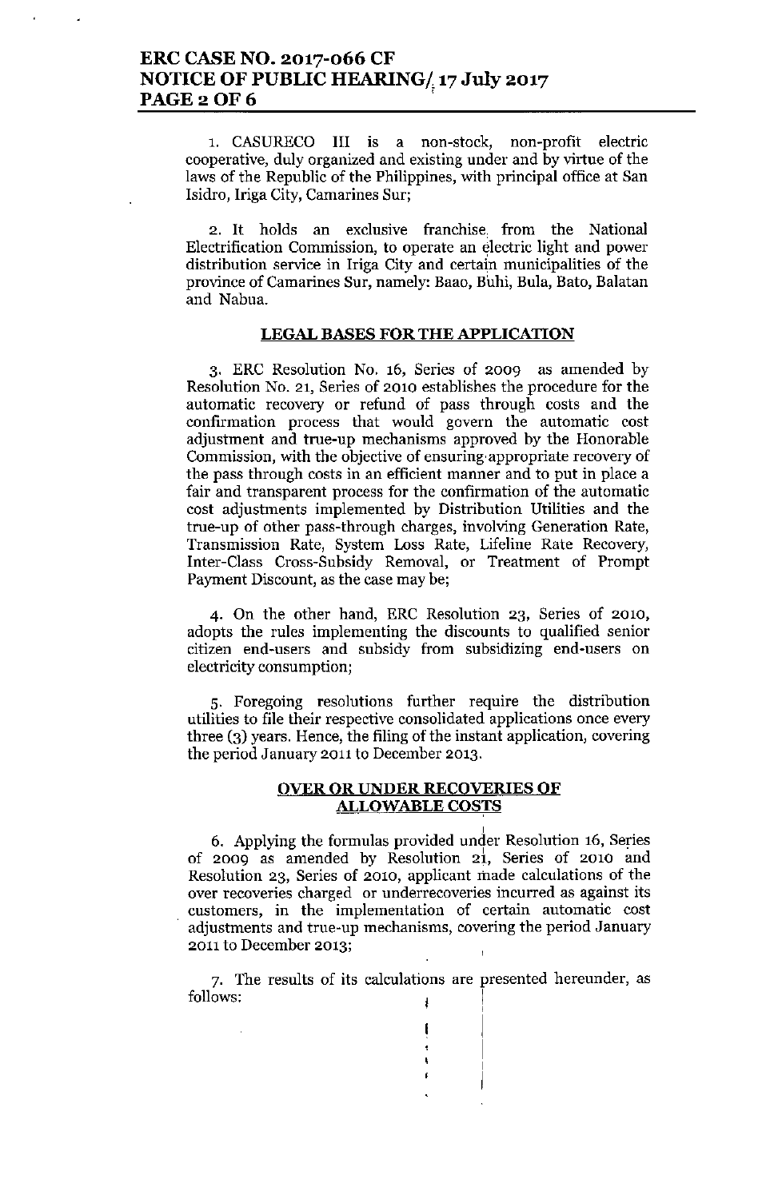1. CASURECO III is a non-stock, non-profit electric cooperative, duly organized and existing under and by virtue of the laws of the Republic of the Philippines, with principal office at San Isidro, Iriga City, Camarines Sur;

2. It holds an exclusive franchise from the National Electrification Commission, to operate an electric light and power distribution service in Iriga City and certain municipalities of the province of Camarines Sur, namely: Baao, Buhi, Bula, Bato, Balatan and Nabua.

## LEGAL BASES FOR THE APPLICATION

3. ERC Resolution No. 16, Series of 2009 as amended by Resolution No. 21, Series of 2010 establishes the procedure for the automatic recovery or refund of pass through costs and the confirmation process that would govern the automatic cost adjustment and true-up mechanisms approved by the Honorable Commission, with the objective of ensuring appropriate recovery of the pass through costs in an efficient manner and to put in place a fair and transparent process for the confirmation of the automatic cost adjustments implemented by Distribution Utilities and the true-up of other pass-through charges, involving Generation Rate, Transmission Rate, System Loss Rate, Lifeline Rate Recovery, Inter-Class Cross-Subsidy Removal, or Treatment of Prompt Payment Discount, as the case may be;

4. On the other hand, ERC Resolution 23, Series of 2010, adopts the rules implementing the discounts to qualified senior citizen end-users and subsidy from subsidizing end-users on electricity consumption;

5. Foregoing resolutions further require the distribution utilities to file their respective consolidated applications once every three (3) years. Hence, the filing of the instant application, covering the period January 2011 to December 2013.

## OVER OR UNDER RECOVERIES OF ALLOWABLE COSTS

6. Applying the formulas provided under Resolution 16, Series of 2009 as amended by Resolution 21, Series of 2010 and Resolution 23, Series of 2010, applicant made calculations of the over recoveries charged or underrecoveries incurred as against its customers, in the implementation of certain automatic cost adjustments and true-up mechanisms, covering the period January 2011 to December 2013;

7. The results of its calculations are presented hereunder, as follows: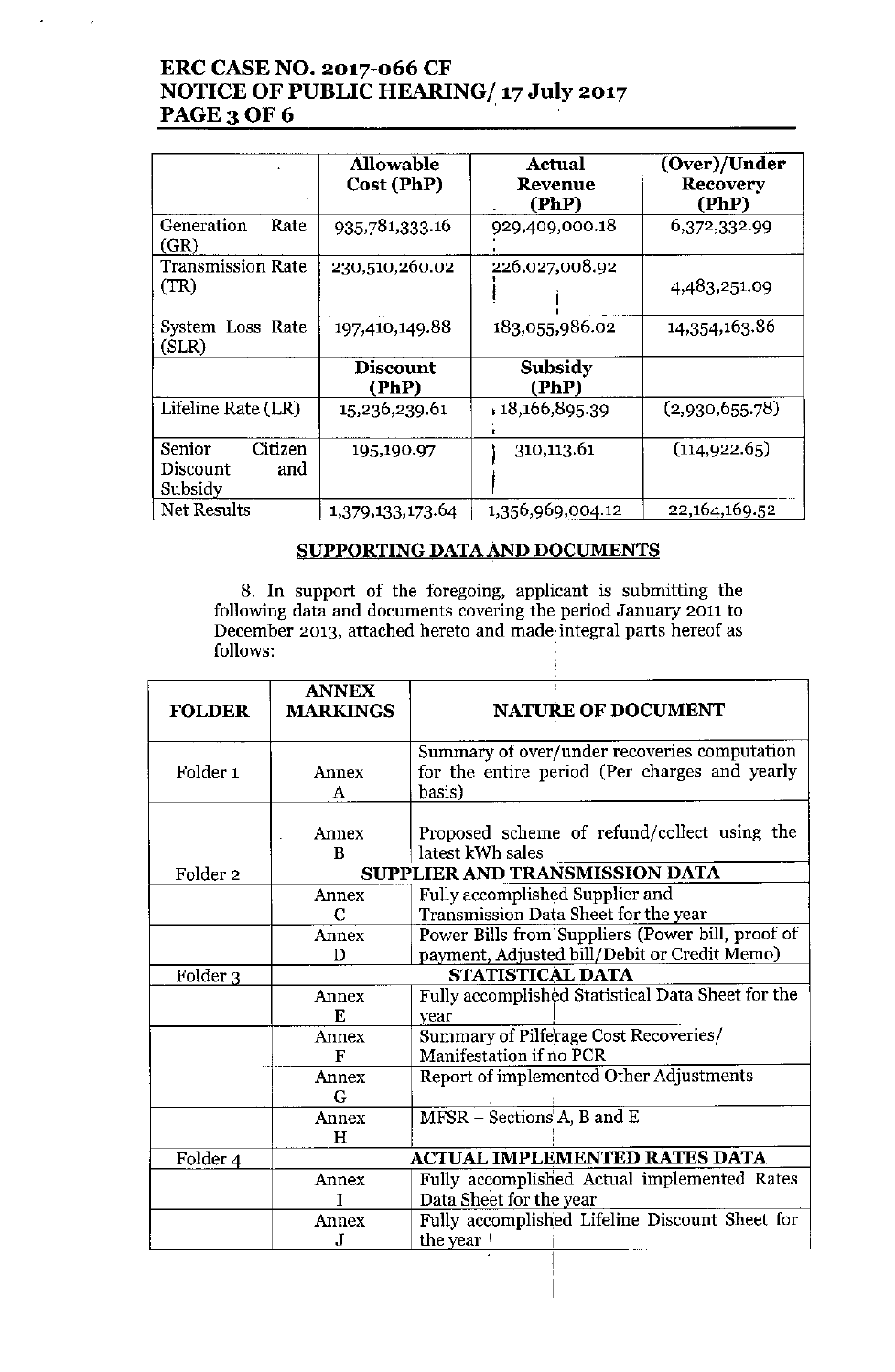| | Allowable Cost (PhP) | Actual Revenue (PhP) | (Over)/Under Recovery (PhP) |
|---|---|---|---|
| Generation Rate (GR) | 935,781,333.16 | 929,409,000.18 | 6,372,332.99 |
| Transmission Rate (TR) | 230,510,260.02 | 226,027,008.92 | 4,483,251.09 |
| System Loss Rate (SLR) | 197,410,149.88 | 183,055,986.02 | 14,354,163.86 |
| | **Discount (PhP)** | **Subsidy (PhP)** | |
| Lifeline Rate (LR) | 15,236,239.61 | 18,166,895.39 | (2,930,655.78) |
| Senior Citizen Discount and Subsidy | 195,190.97 | 310,113.61 | (114,922.65) |
| Net Results | 1,379,133,173.64 | 1,356,969,004.12 | 22,164,169.52 |

## SUPPORTING DATA AND DOCUMENTS

8. In support of the foregoing, applicant is submitting the following data and documents covering the period January 2011 to December 2013, attached hereto and made integral parts hereof as follows:

| FOLDER | ANNEX MARKINGS | NATURE OF DOCUMENT |
|---|---|---|
| Folder 1 | Annex A | Summary of over/under recoveries computation for the entire period (Per charges and yearly basis) |
| | Annex B | Proposed scheme of refund/collect using the latest kWh sales |
| Folder 2 | **SUPPLIER AND TRANSMISSION DATA** | |
| | Annex C | Fully accomplished Supplier and Transmission Data Sheet for the year |
| | Annex D | Power Bills from Suppliers (Power bill, proof of payment, Adjusted bill/Debit or Credit Memo) |
| Folder 3 | **STATISTICAL DATA** | |
| | Annex E | Fully accomplished Statistical Data Sheet for the year |
| | Annex F | Summary of Pilferage Cost Recoveries/ Manifestation if no PCR |
| | Annex G | Report of implemented Other Adjustments |
| | Annex H | MFSR – Sections A, B and E |
| Folder 4 | **ACTUAL IMPLEMENTED RATES DATA** | |
| | Annex I | Fully accomplished Actual implemented Rates Data Sheet for the year |
| | Annex J | Fully accomplished Lifeline Discount Sheet for the year |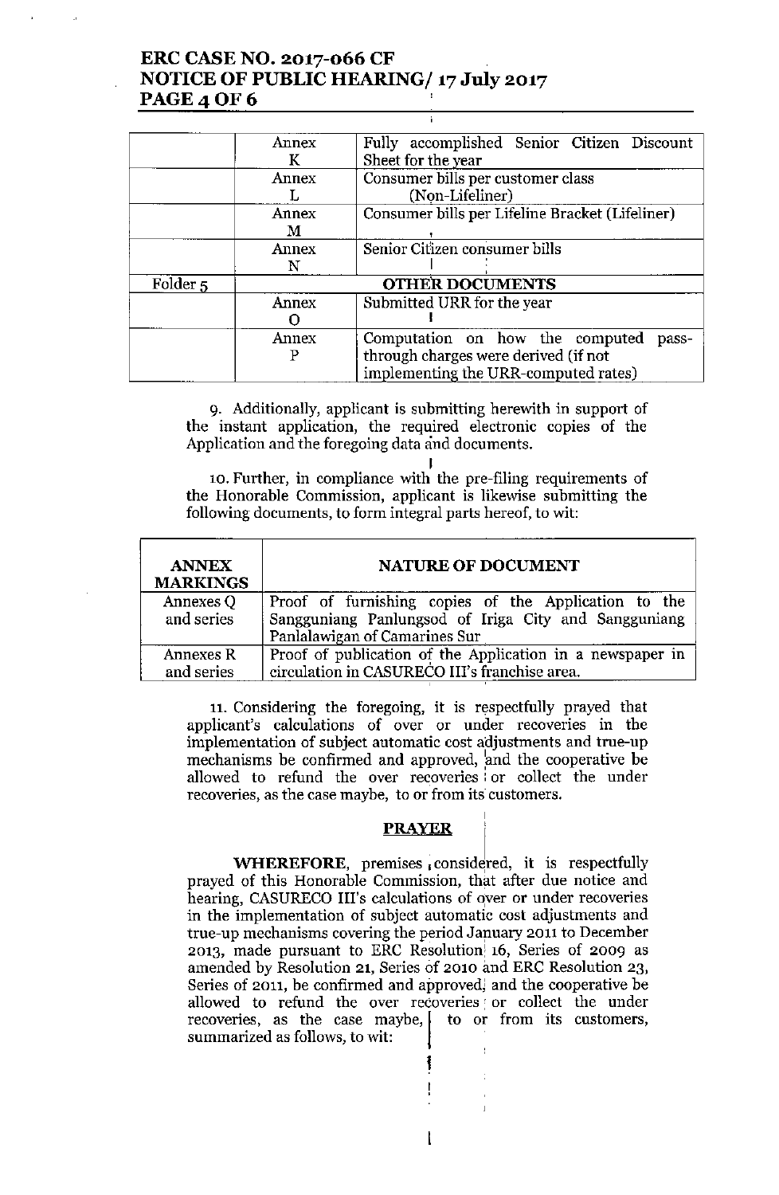| | | |
|---|---|---|
| | Annex K | Fully accomplished Senior Citizen Discount Sheet for the year |
| | Annex L | Consumer bills per customer class (Non-Lifeliner) |
| | Annex M | Consumer bills per Lifeline Bracket (Lifeliner) |
| | Annex N | Senior Citizen consumer bills |
| Folder 5 | **OTHER DOCUMENTS** | |
| | Annex O | Submitted URR for the year |
| | Annex P | Computation on how the computed pass-through charges were derived (if not implementing the URR-computed rates) |

9. Additionally, applicant is submitting herewith in support of the instant application, the required electronic copies of the Application and the foregoing data and documents.

10. Further, in compliance with the pre-filing requirements of the Honorable Commission, applicant is likewise submitting the following documents, to form integral parts hereof, to wit:

| ANNEX MARKINGS | NATURE OF DOCUMENT |
|---|---|
| Annexes Q and series | Proof of furnishing copies of the Application to the Sangguniang Panlungsod of Iriga City and Sangguniang Panlalawigan of Camarines Sur |
| Annexes R and series | Proof of publication of the Application in a newspaper in circulation in CASURECO III's franchise area. |

11. Considering the foregoing, it is respectfully prayed that applicant's calculations of over or under recoveries in the implementation of subject automatic cost adjustments and true-up mechanisms be confirmed and approved, and the cooperative be allowed to refund the over recoveries or collect the under recoveries, as the case maybe, to or from its customers.

## PRAYER

**WHEREFORE**, premises considered, it is respectfully prayed of this Honorable Commission, that after due notice and hearing, CASURECO III's calculations of over or under recoveries in the implementation of subject automatic cost adjustments and true-up mechanisms covering the period January 2011 to December 2013, made pursuant to ERC Resolution 16, Series of 2009 as amended by Resolution 21, Series of 2010 and ERC Resolution 23, Series of 2011, be confirmed and approved, and the cooperative be allowed to refund the over recoveries or collect the under recoveries, as the case maybe, to or from its customers, summarized as follows, to wit: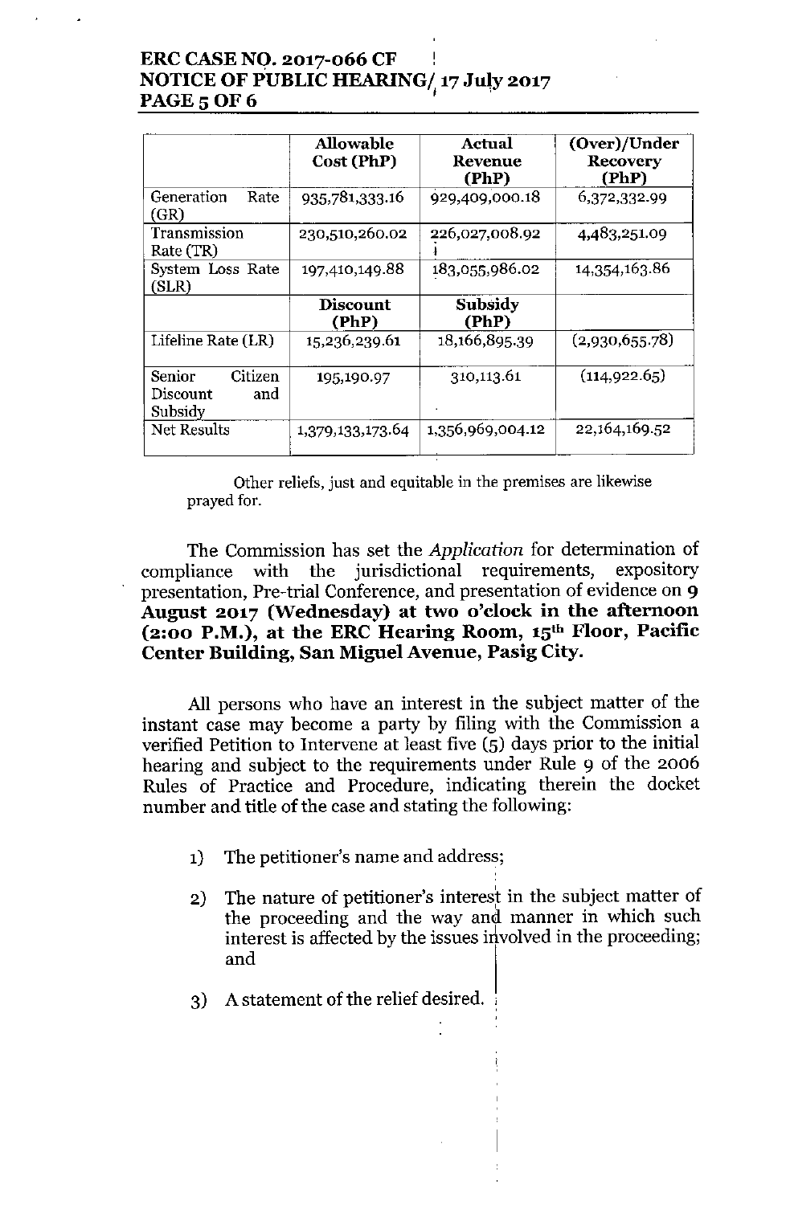| | Allowable Cost (PhP) | Actual Revenue (PhP) | (Over)/Under Recovery (PhP) |
|---|---|---|---|
| Generation Rate (GR) | 935,781,333.16 | 929,409,000.18 | 6,372,332.99 |
| Transmission Rate (TR) | 230,510,260.02 | 226,027,008.92 | 4,483,251.09 |
| System Loss Rate (SLR) | 197,410,149.88 | 183,055,986.02 | 14,354,163.86 |
| | **Discount (PhP)** | **Subsidy (PhP)** | |
| Lifeline Rate (LR) | 15,236,239.61 | 18,166,895.39 | (2,930,655.78) |
| Senior Citizen Discount and Subsidy | 195,190.97 | 310,113.61 | (114,922.65) |
| Net Results | 1,379,133,173.64 | 1,356,969,004.12 | 22,164,169.52 |

Other reliefs, just and equitable in the premises are likewise prayed for.

The Commission has set the *Application* for determination of compliance with the jurisdictional requirements, expository presentation, Pre-trial Conference, and presentation of evidence on **9 August 2017 (Wednesday) at two o'clock in the afternoon (2:00 P.M.), at the ERC Hearing Room, 15th Floor, Pacific Center Building, San Miguel Avenue, Pasig City.**

All persons who have an interest in the subject matter of the instant case may become a party by filing with the Commission a verified Petition to Intervene at least five (5) days prior to the initial hearing and subject to the requirements under Rule 9 of the 2006 Rules of Practice and Procedure, indicating therein the docket number and title of the case and stating the following:

1) The petitioner's name and address;
2) The nature of petitioner's interest in the subject matter of the proceeding and the way and manner in which such interest is affected by the issues involved in the proceeding; and
3) A statement of the relief desired.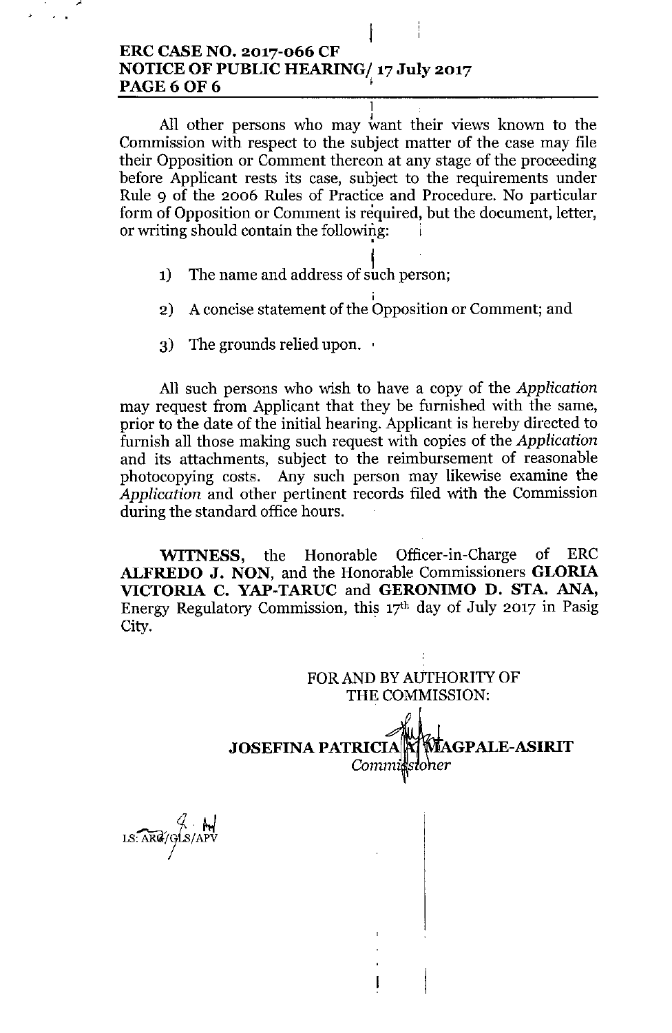All other persons who may want their views known to the Commission with respect to the subject matter of the case may file their Opposition or Comment thereon at any stage of the proceeding before Applicant rests its case, subject to the requirements under Rule 9 of the 2006 Rules of Practice and Procedure. No particular form of Opposition or Comment is required, but the document, letter, or writing should contain the following:

1) The name and address of such person;

2) A concise statement of the Opposition or Comment; and

3) The grounds relied upon.

All such persons who wish to have a copy of the *Application* may request from Applicant that they be furnished with the same, prior to the date of the initial hearing. Applicant is hereby directed to furnish all those making such request with copies of the *Application* and its attachments, subject to the reimbursement of reasonable photocopying costs. Any such person may likewise examine the *Application* and other pertinent records filed with the Commission during the standard office hours.

**WITNESS,** the Honorable Officer-in-Charge of ERC **ALFREDO J. NON,** and the Honorable Commissioners **GLORIA VICTORIA C. YAP-TARUC** and **GERONIMO D. STA. ANA,** Energy Regulatory Commission, this 17th day of July 2017 in Pasig City.

FOR AND BY AUTHORITY OF THE COMMISSION:

**JOSEFINA PATRICIA A. MAGPALE-ASIRIT**
*Commissioner*

LS: ARG/GLS/APV